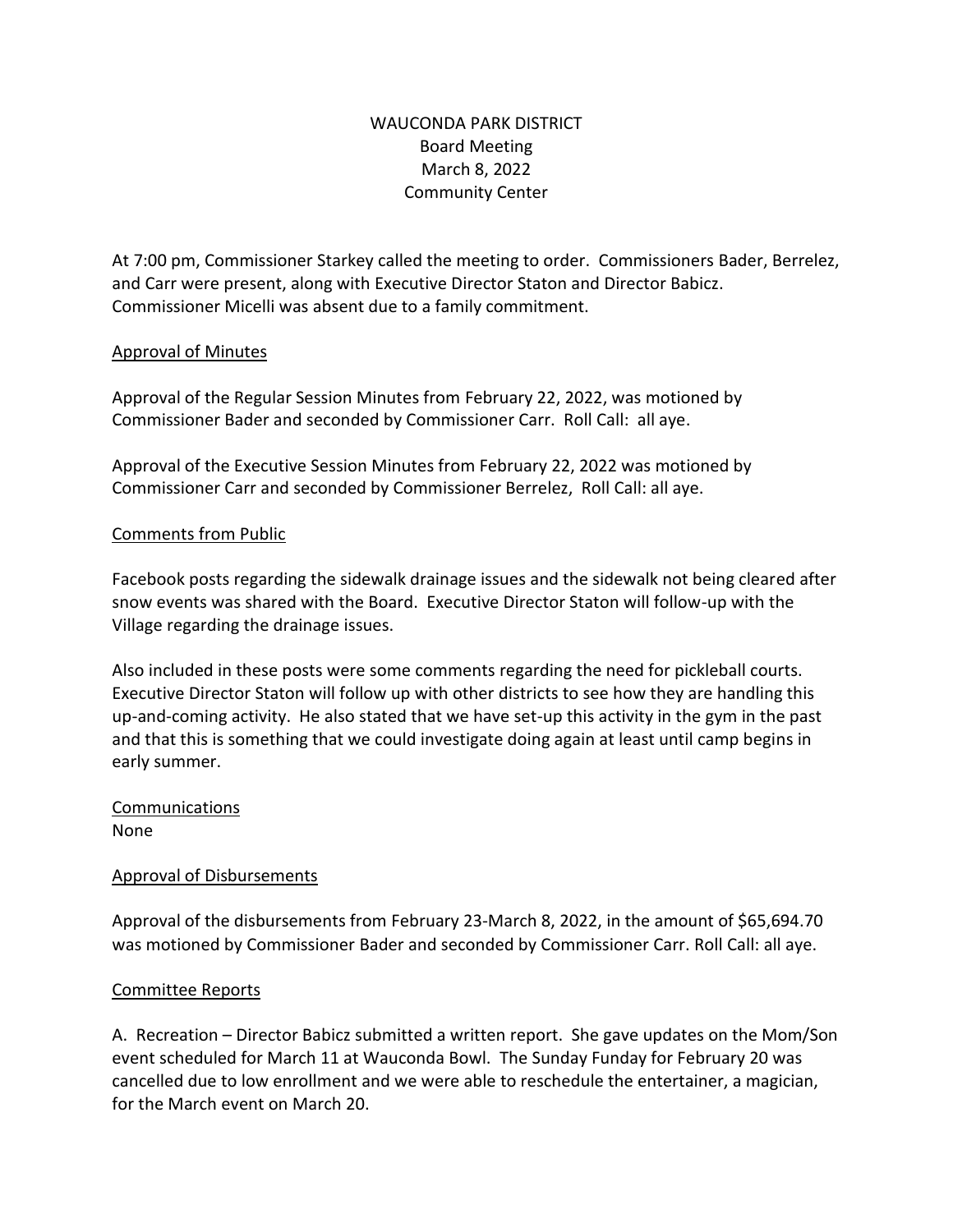# WAUCONDA PARK DISTRICT
## Board Meeting
## March 8, 2022
## Community Center

At 7:00 pm, Commissioner Starkey called the meeting to order. Commissioners Bader, Berrelez, and Carr were present, along with Executive Director Staton and Director Babicz. Commissioner Micelli was absent due to a family commitment.

### Approval of Minutes

Approval of the Regular Session Minutes from February 22, 2022, was motioned by Commissioner Bader and seconded by Commissioner Carr. Roll Call: all aye.

Approval of the Executive Session Minutes from February 22, 2022 was motioned by Commissioner Carr and seconded by Commissioner Berrelez, Roll Call: all aye.

### Comments from Public

Facebook posts regarding the sidewalk drainage issues and the sidewalk not being cleared after snow events was shared with the Board. Executive Director Staton will follow-up with the Village regarding the drainage issues.

Also included in these posts were some comments regarding the need for pickleball courts. Executive Director Staton will follow up with other districts to see how they are handling this up-and-coming activity. He also stated that we have set-up this activity in the gym in the past and that this is something that we could investigate doing again at least until camp begins in early summer.

### Communications

None

### Approval of Disbursements

Approval of the disbursements from February 23-March 8, 2022, in the amount of $65,694.70 was motioned by Commissioner Bader and seconded by Commissioner Carr. Roll Call: all aye.

### Committee Reports

A. Recreation – Director Babicz submitted a written report. She gave updates on the Mom/Son event scheduled for March 11 at Wauconda Bowl. The Sunday Funday for February 20 was cancelled due to low enrollment and we were able to reschedule the entertainer, a magician, for the March event on March 20.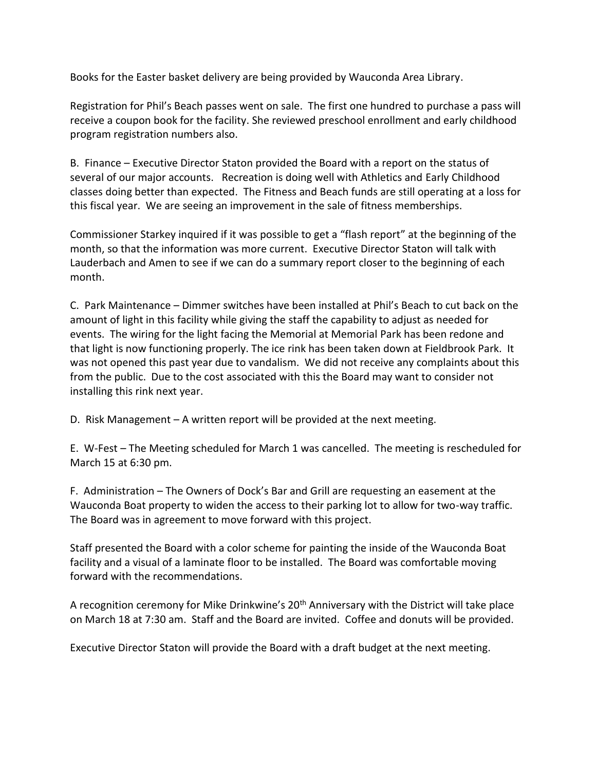Books for the Easter basket delivery are being provided by Wauconda Area Library.

Registration for Phil's Beach passes went on sale. The first one hundred to purchase a pass will receive a coupon book for the facility. She reviewed preschool enrollment and early childhood program registration numbers also.

B. Finance – Executive Director Staton provided the Board with a report on the status of several of our major accounts. Recreation is doing well with Athletics and Early Childhood classes doing better than expected. The Fitness and Beach funds are still operating at a loss for this fiscal year. We are seeing an improvement in the sale of fitness memberships.

Commissioner Starkey inquired if it was possible to get a "flash report" at the beginning of the month, so that the information was more current. Executive Director Staton will talk with Lauderbach and Amen to see if we can do a summary report closer to the beginning of each month.

C. Park Maintenance – Dimmer switches have been installed at Phil's Beach to cut back on the amount of light in this facility while giving the staff the capability to adjust as needed for events. The wiring for the light facing the Memorial at Memorial Park has been redone and that light is now functioning properly. The ice rink has been taken down at Fieldbrook Park. It was not opened this past year due to vandalism. We did not receive any complaints about this from the public. Due to the cost associated with this the Board may want to consider not installing this rink next year.

D. Risk Management – A written report will be provided at the next meeting.

E. W-Fest – The Meeting scheduled for March 1 was cancelled. The meeting is rescheduled for March 15 at 6:30 pm.

F. Administration – The Owners of Dock's Bar and Grill are requesting an easement at the Wauconda Boat property to widen the access to their parking lot to allow for two-way traffic. The Board was in agreement to move forward with this project.

Staff presented the Board with a color scheme for painting the inside of the Wauconda Boat facility and a visual of a laminate floor to be installed. The Board was comfortable moving forward with the recommendations.

A recognition ceremony for Mike Drinkwine's 20th Anniversary with the District will take place on March 18 at 7:30 am. Staff and the Board are invited. Coffee and donuts will be provided.

Executive Director Staton will provide the Board with a draft budget at the next meeting.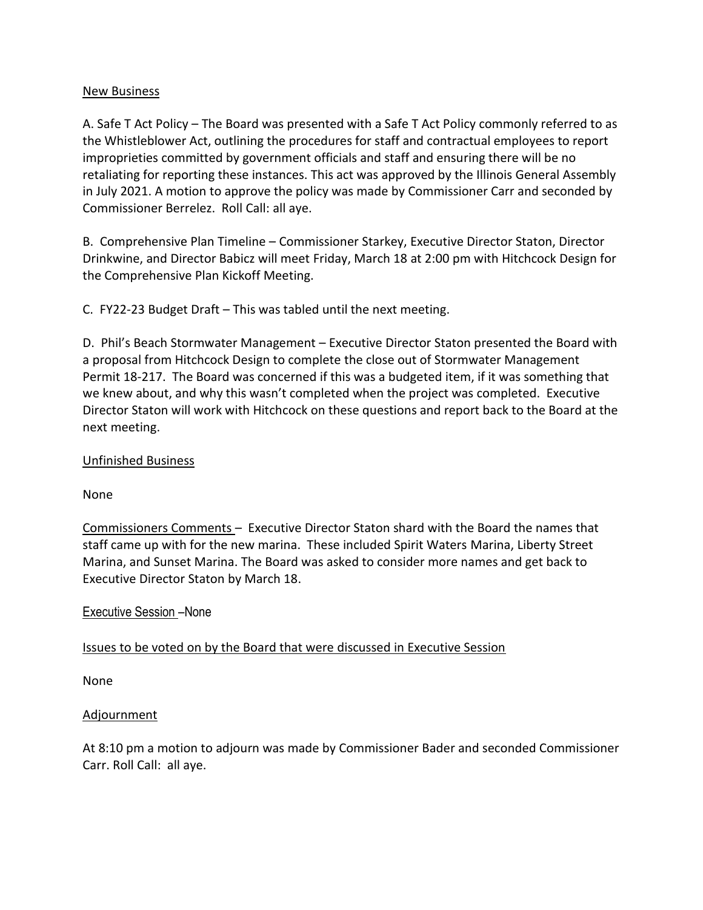New Business

A. Safe T Act Policy – The Board was presented with a Safe T Act Policy commonly referred to as the Whistleblower Act, outlining the procedures for staff and contractual employees to report improprieties committed by government officials and staff and ensuring there will be no retaliating for reporting these instances. This act was approved by the Illinois General Assembly in July 2021. A motion to approve the policy was made by Commissioner Carr and seconded by Commissioner Berrelez. Roll Call: all aye.

B. Comprehensive Plan Timeline – Commissioner Starkey, Executive Director Staton, Director Drinkwine, and Director Babicz will meet Friday, March 18 at 2:00 pm with Hitchcock Design for the Comprehensive Plan Kickoff Meeting.

C. FY22-23 Budget Draft – This was tabled until the next meeting.

D. Phil's Beach Stormwater Management – Executive Director Staton presented the Board with a proposal from Hitchcock Design to complete the close out of Stormwater Management Permit 18-217. The Board was concerned if this was a budgeted item, if it was something that we knew about, and why this wasn't completed when the project was completed. Executive Director Staton will work with Hitchcock on these questions and report back to the Board at the next meeting.

Unfinished Business

None

Commissioners Comments – Executive Director Staton shard with the Board the names that staff came up with for the new marina. These included Spirit Waters Marina, Liberty Street Marina, and Sunset Marina. The Board was asked to consider more names and get back to Executive Director Staton by March 18.

Executive Session –None

Issues to be voted on by the Board that were discussed in Executive Session

None

Adjournment

At 8:10 pm a motion to adjourn was made by Commissioner Bader and seconded Commissioner Carr. Roll Call: all aye.